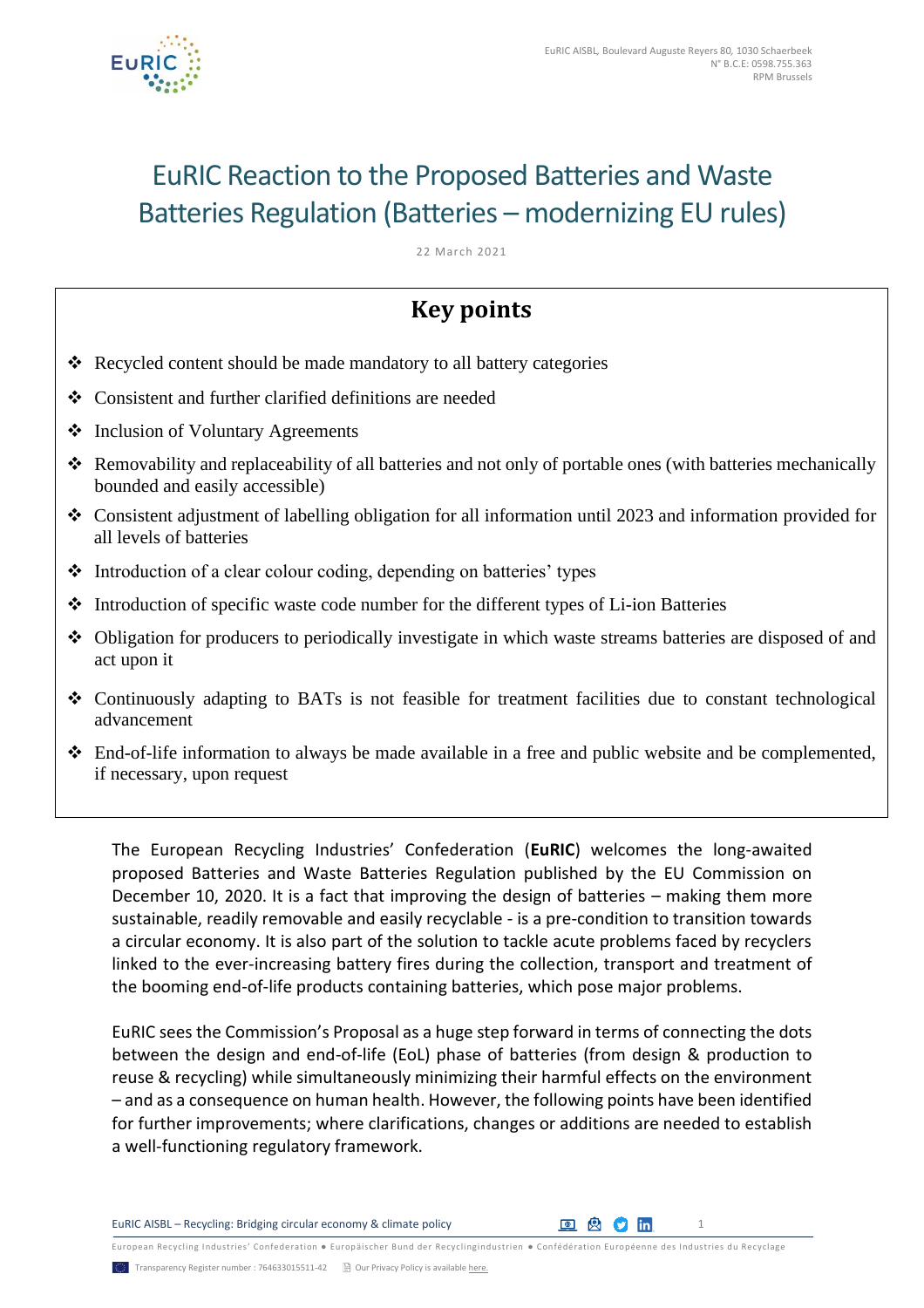EuRIC AISBL, Boulevard Auguste Reyers 80, 1030 Schaerbeek
N° B.C.E: 0598.755.363
RPM Brussels

# EuRIC Reaction to the Proposed Batteries and Waste Batteries Regulation (Batteries – modernizing EU rules)

22 March 2021

## Key points

- Recycled content should be made mandatory to all battery categories
- Consistent and further clarified definitions are needed
- Inclusion of Voluntary Agreements
- Removability and replaceability of all batteries and not only of portable ones (with batteries mechanically bounded and easily accessible)
- Consistent adjustment of labelling obligation for all information until 2023 and information provided for all levels of batteries
- Introduction of a clear colour coding, depending on batteries' types
- Introduction of specific waste code number for the different types of Li-ion Batteries
- Obligation for producers to periodically investigate in which waste streams batteries are disposed of and act upon it
- Continuously adapting to BATs is not feasible for treatment facilities due to constant technological advancement
- End-of-life information to always be made available in a free and public website and be complemented, if necessary, upon request

The European Recycling Industries' Confederation (**EuRIC**) welcomes the long-awaited proposed Batteries and Waste Batteries Regulation published by the EU Commission on December 10, 2020. It is a fact that improving the design of batteries – making them more sustainable, readily removable and easily recyclable - is a pre-condition to transition towards a circular economy. It is also part of the solution to tackle acute problems faced by recyclers linked to the ever-increasing battery fires during the collection, transport and treatment of the booming end-of-life products containing batteries, which pose major problems.

EuRIC sees the Commission's Proposal as a huge step forward in terms of connecting the dots between the design and end-of-life (EoL) phase of batteries (from design & production to reuse & recycling) while simultaneously minimizing their harmful effects on the environment – and as a consequence on human health. However, the following points have been identified for further improvements; where clarifications, changes or additions are needed to establish a well-functioning regulatory framework.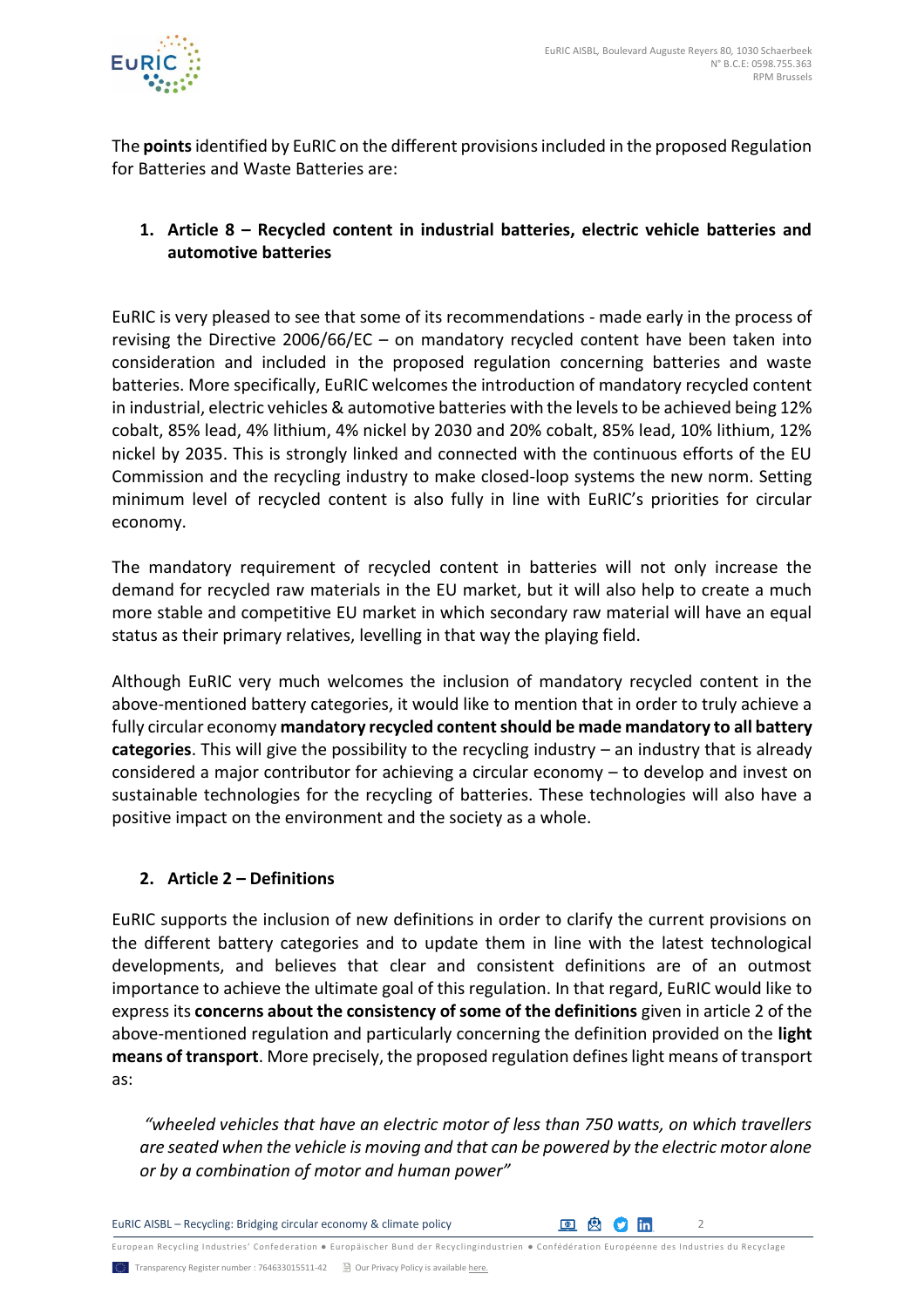The **points** identified by EuRIC on the different provisions included in the proposed Regulation for Batteries and Waste Batteries are:

1. **Article 8 – Recycled content in industrial batteries, electric vehicle batteries and automotive batteries**

EuRIC is very pleased to see that some of its recommendations - made early in the process of revising the Directive 2006/66/EC – on mandatory recycled content have been taken into consideration and included in the proposed regulation concerning batteries and waste batteries. More specifically, EuRIC welcomes the introduction of mandatory recycled content in industrial, electric vehicles & automotive batteries with the levels to be achieved being 12% cobalt, 85% lead, 4% lithium, 4% nickel by 2030 and 20% cobalt, 85% lead, 10% lithium, 12% nickel by 2035. This is strongly linked and connected with the continuous efforts of the EU Commission and the recycling industry to make closed-loop systems the new norm. Setting minimum level of recycled content is also fully in line with EuRIC's priorities for circular economy.

The mandatory requirement of recycled content in batteries will not only increase the demand for recycled raw materials in the EU market, but it will also help to create a much more stable and competitive EU market in which secondary raw material will have an equal status as their primary relatives, levelling in that way the playing field.

Although EuRIC very much welcomes the inclusion of mandatory recycled content in the above-mentioned battery categories, it would like to mention that in order to truly achieve a fully circular economy **mandatory recycled content should be made mandatory to all battery categories**. This will give the possibility to the recycling industry – an industry that is already considered a major contributor for achieving a circular economy – to develop and invest on sustainable technologies for the recycling of batteries. These technologies will also have a positive impact on the environment and the society as a whole.

2. **Article 2 – Definitions**

EuRIC supports the inclusion of new definitions in order to clarify the current provisions on the different battery categories and to update them in line with the latest technological developments, and believes that clear and consistent definitions are of an outmost importance to achieve the ultimate goal of this regulation. In that regard, EuRIC would like to express its **concerns about the consistency of some of the definitions** given in article 2 of the above-mentioned regulation and particularly concerning the definition provided on the **light means of transport**. More precisely, the proposed regulation defines light means of transport as:

> *"wheeled vehicles that have an electric motor of less than 750 watts, on which travellers are seated when the vehicle is moving and that can be powered by the electric motor alone or by a combination of motor and human power"*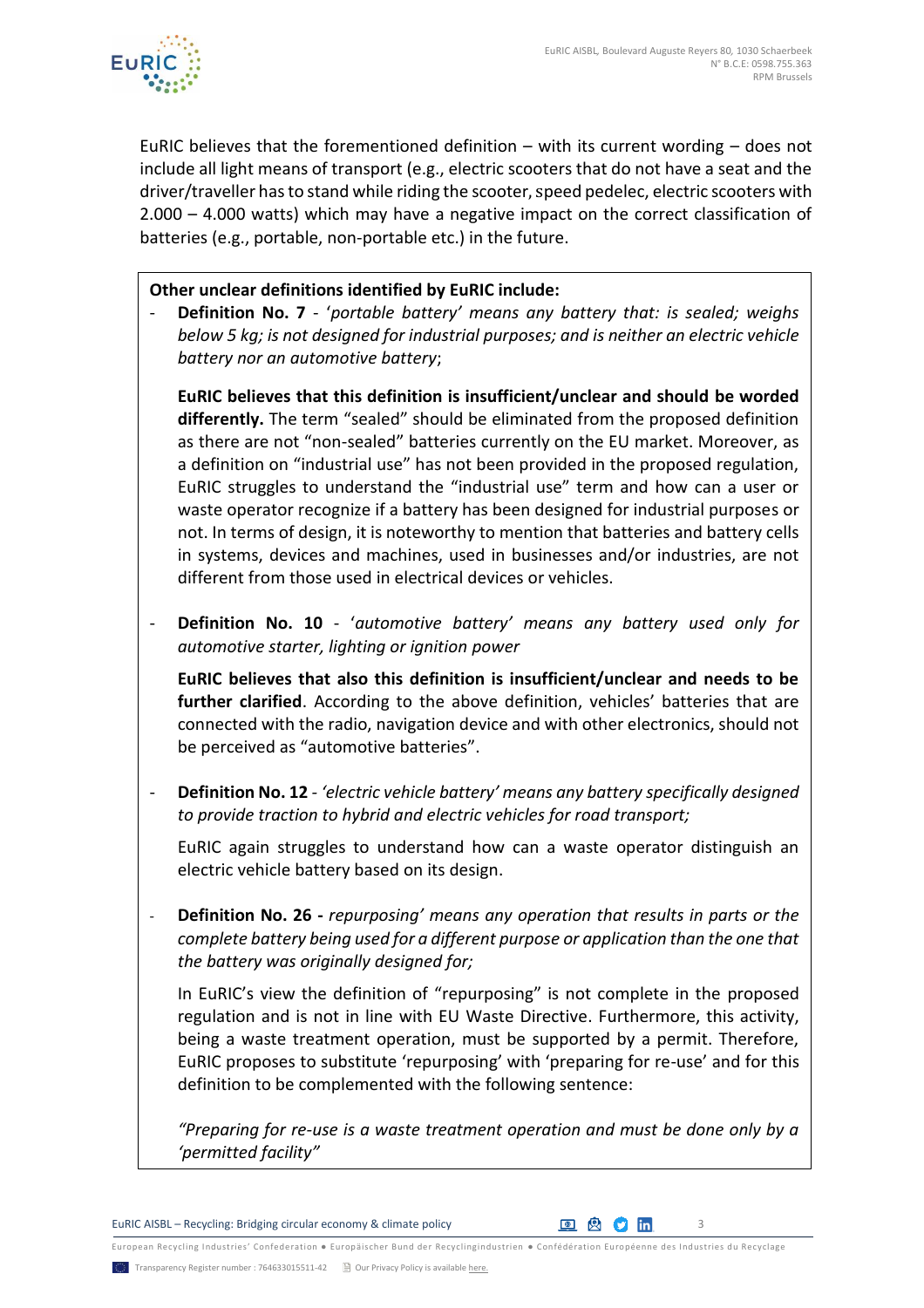EuRIC believes that the forementioned definition – with its current wording – does not include all light means of transport (e.g., electric scooters that do not have a seat and the driver/traveller has to stand while riding the scooter, speed pedelec, electric scooters with 2.000 – 4.000 watts) which may have a negative impact on the correct classification of batteries (e.g., portable, non-portable etc.) in the future.

**Other unclear definitions identified by EuRIC include:**

- **Definition No. 7** - '*portable battery' means any battery that: is sealed; weighs below 5 kg; is not designed for industrial purposes; and is neither an electric vehicle battery nor an automotive battery*;

  **EuRIC believes that this definition is insufficient/unclear and should be worded differently.** The term "sealed" should be eliminated from the proposed definition as there are not "non-sealed" batteries currently on the EU market. Moreover, as a definition on "industrial use" has not been provided in the proposed regulation, EuRIC struggles to understand the "industrial use" term and how can a user or waste operator recognize if a battery has been designed for industrial purposes or not. In terms of design, it is noteworthy to mention that batteries and battery cells in systems, devices and machines, used in businesses and/or industries, are not different from those used in electrical devices or vehicles.

- **Definition No. 10** - '*automotive battery' means any battery used only for automotive starter, lighting or ignition power*

  **EuRIC believes that also this definition is insufficient/unclear and needs to be further clarified**. According to the above definition, vehicles' batteries that are connected with the radio, navigation device and with other electronics, should not be perceived as "automotive batteries".

- **Definition No. 12** - *'electric vehicle battery' means any battery specifically designed to provide traction to hybrid and electric vehicles for road transport;*

  EuRIC again struggles to understand how can a waste operator distinguish an electric vehicle battery based on its design.

- **Definition No. 26 -** *repurposing' means any operation that results in parts or the complete battery being used for a different purpose or application than the one that the battery was originally designed for;*

  In EuRIC's view the definition of "repurposing" is not complete in the proposed regulation and is not in line with EU Waste Directive. Furthermore, this activity, being a waste treatment operation, must be supported by a permit. Therefore, EuRIC proposes to substitute 'repurposing' with 'preparing for re-use' and for this definition to be complemented with the following sentence:

  *"Preparing for re-use is a waste treatment operation and must be done only by a 'permitted facility"*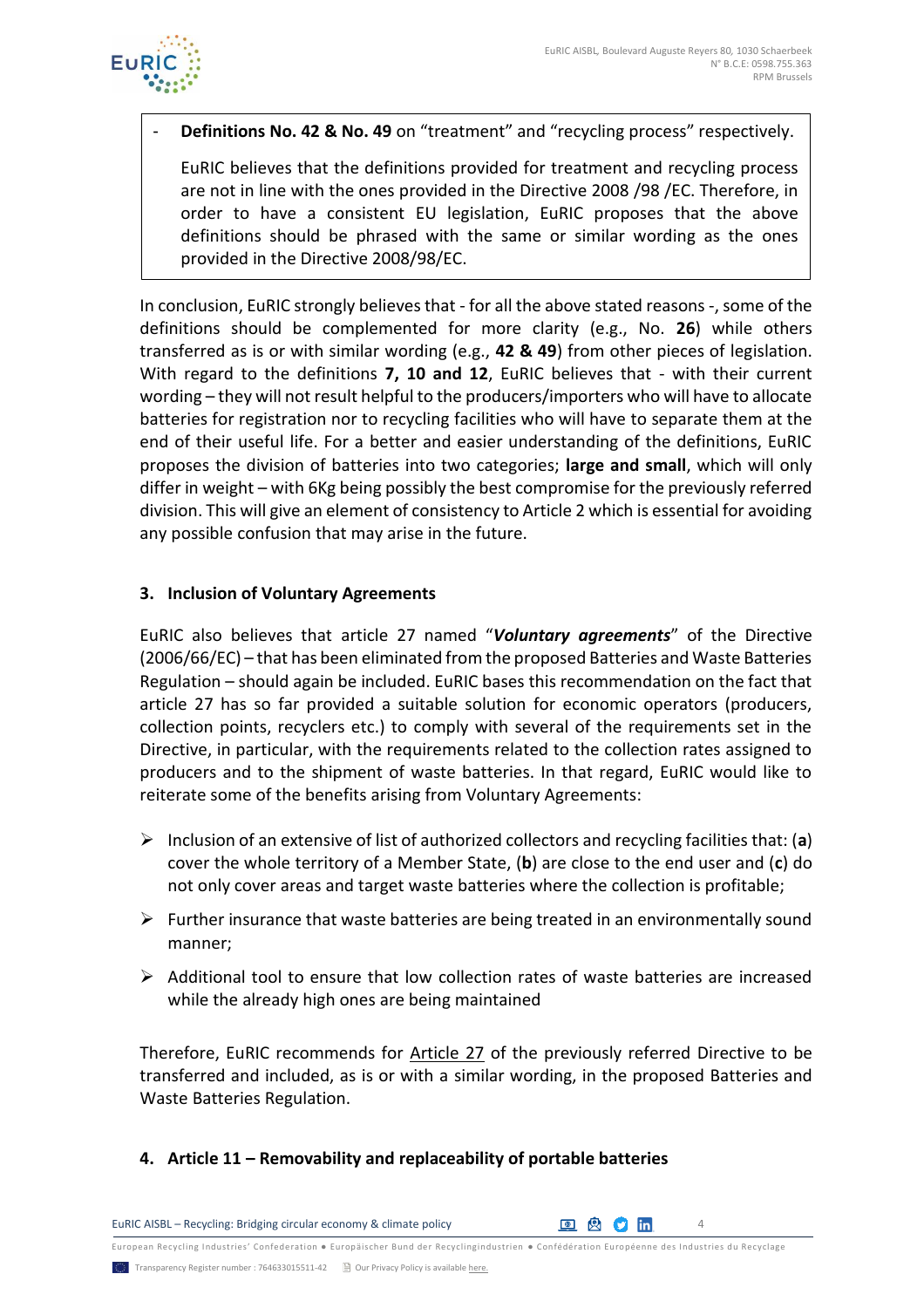- **Definitions No. 42 & No. 49** on "treatment" and "recycling process" respectively.

  EuRIC believes that the definitions provided for treatment and recycling process are not in line with the ones provided in the Directive 2008 /98 /EC. Therefore, in order to have a consistent EU legislation, EuRIC proposes that the above definitions should be phrased with the same or similar wording as the ones provided in the Directive 2008/98/EC.

In conclusion, EuRIC strongly believes that - for all the above stated reasons -, some of the definitions should be complemented for more clarity (e.g., No. **26**) while others transferred as is or with similar wording (e.g., **42 & 49**) from other pieces of legislation. With regard to the definitions **7, 10 and 12**, EuRIC believes that - with their current wording – they will not result helpful to the producers/importers who will have to allocate batteries for registration nor to recycling facilities who will have to separate them at the end of their useful life. For a better and easier understanding of the definitions, EuRIC proposes the division of batteries into two categories; **large and small**, which will only differ in weight – with 6Kg being possibly the best compromise for the previously referred division. This will give an element of consistency to Article 2 which is essential for avoiding any possible confusion that may arise in the future.

### 3. Inclusion of Voluntary Agreements

EuRIC also believes that article 27 named "***Voluntary agreements***" of the Directive (2006/66/EC) – that has been eliminated from the proposed Batteries and Waste Batteries Regulation – should again be included. EuRIC bases this recommendation on the fact that article 27 has so far provided a suitable solution for economic operators (producers, collection points, recyclers etc.) to comply with several of the requirements set in the Directive, in particular, with the requirements related to the collection rates assigned to producers and to the shipment of waste batteries. In that regard, EuRIC would like to reiterate some of the benefits arising from Voluntary Agreements:

- Inclusion of an extensive of list of authorized collectors and recycling facilities that: (**a**) cover the whole territory of a Member State, (**b**) are close to the end user and (**c**) do not only cover areas and target waste batteries where the collection is profitable;
- Further insurance that waste batteries are being treated in an environmentally sound manner;
- Additional tool to ensure that low collection rates of waste batteries are increased while the already high ones are being maintained

Therefore, EuRIC recommends for Article 27 of the previously referred Directive to be transferred and included, as is or with a similar wording, in the proposed Batteries and Waste Batteries Regulation.

### 4. Article 11 – Removability and replaceability of portable batteries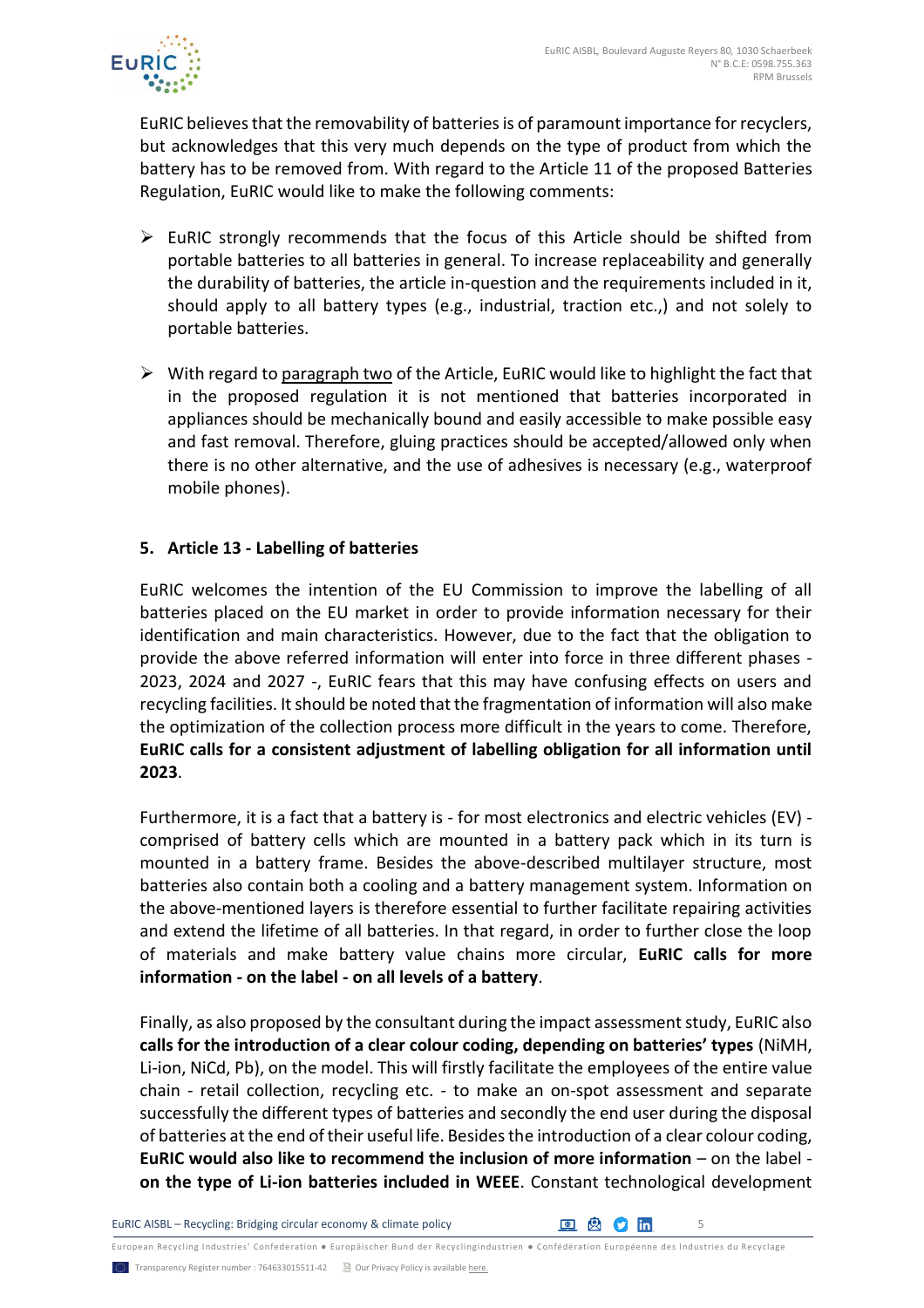EuRIC believes that the removability of batteries is of paramount importance for recyclers, but acknowledges that this very much depends on the type of product from which the battery has to be removed from. With regard to the Article 11 of the proposed Batteries Regulation, EuRIC would like to make the following comments:

- EuRIC strongly recommends that the focus of this Article should be shifted from portable batteries to all batteries in general. To increase replaceability and generally the durability of batteries, the article in-question and the requirements included in it, should apply to all battery types (e.g., industrial, traction etc.,) and not solely to portable batteries.
- With regard to paragraph two of the Article, EuRIC would like to highlight the fact that in the proposed regulation it is not mentioned that batteries incorporated in appliances should be mechanically bound and easily accessible to make possible easy and fast removal. Therefore, gluing practices should be accepted/allowed only when there is no other alternative, and the use of adhesives is necessary (e.g., waterproof mobile phones).

### 5. Article 13 - Labelling of batteries

EuRIC welcomes the intention of the EU Commission to improve the labelling of all batteries placed on the EU market in order to provide information necessary for their identification and main characteristics. However, due to the fact that the obligation to provide the above referred information will enter into force in three different phases - 2023, 2024 and 2027 -, EuRIC fears that this may have confusing effects on users and recycling facilities. It should be noted that the fragmentation of information will also make the optimization of the collection process more difficult in the years to come. Therefore, **EuRIC calls for a consistent adjustment of labelling obligation for all information until 2023**.

Furthermore, it is a fact that a battery is - for most electronics and electric vehicles (EV) - comprised of battery cells which are mounted in a battery pack which in its turn is mounted in a battery frame. Besides the above-described multilayer structure, most batteries also contain both a cooling and a battery management system. Information on the above-mentioned layers is therefore essential to further facilitate repairing activities and extend the lifetime of all batteries. In that regard, in order to further close the loop of materials and make battery value chains more circular, **EuRIC calls for more information - on the label - on all levels of a battery**.

Finally, as also proposed by the consultant during the impact assessment study, EuRIC also **calls for the introduction of a clear colour coding, depending on batteries' types** (NiMH, Li-ion, NiCd, Pb), on the model. This will firstly facilitate the employees of the entire value chain - retail collection, recycling etc. - to make an on-spot assessment and separate successfully the different types of batteries and secondly the end user during the disposal of batteries at the end of their useful life. Besides the introduction of a clear colour coding, **EuRIC would also like to recommend the inclusion of more information** – on the label - **on the type of Li-ion batteries included in WEEE**. Constant technological development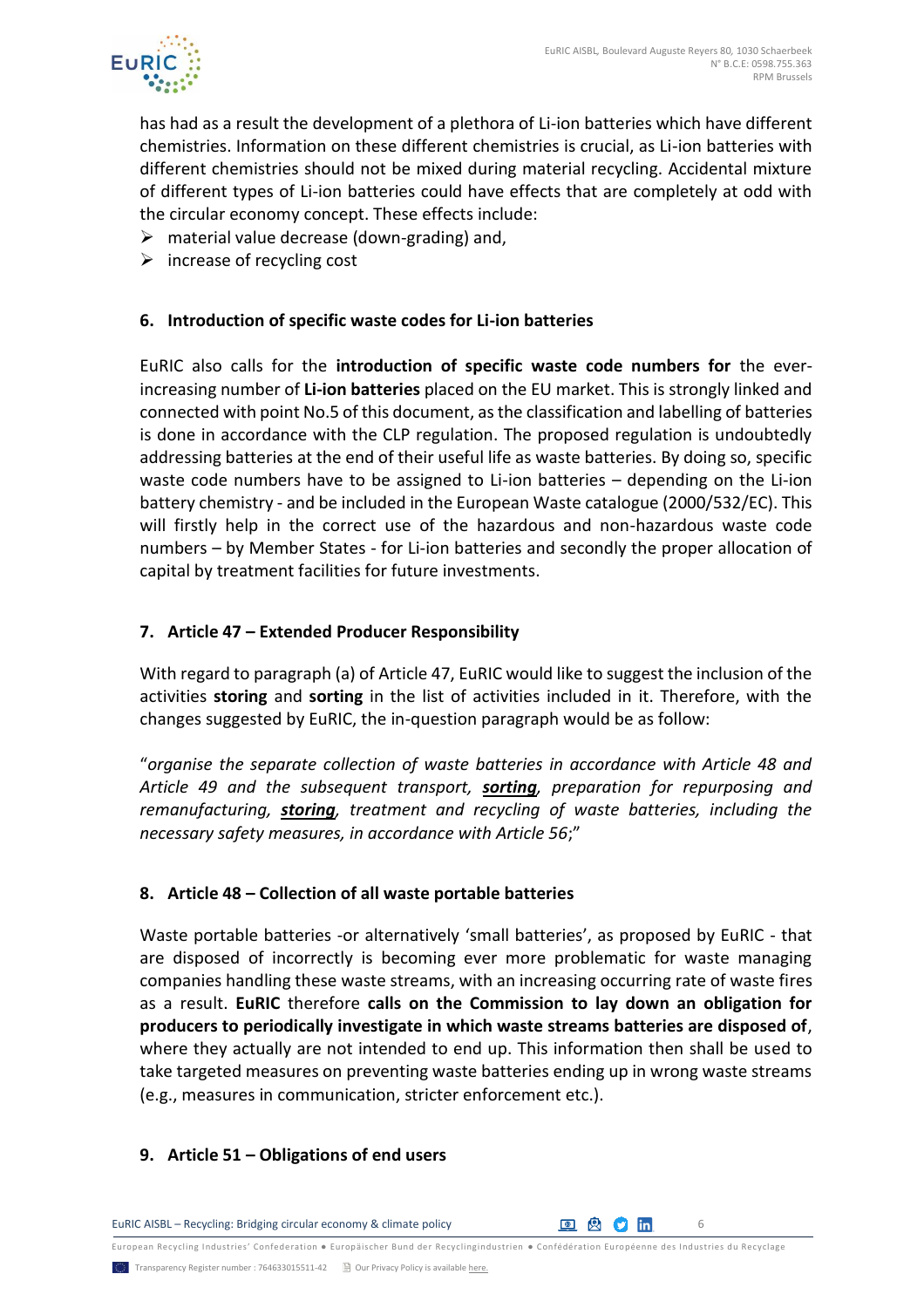has had as a result the development of a plethora of Li-ion batteries which have different chemistries. Information on these different chemistries is crucial, as Li-ion batteries with different chemistries should not be mixed during material recycling. Accidental mixture of different types of Li-ion batteries could have effects that are completely at odd with the circular economy concept. These effects include:

- material value decrease (down-grading) and,
- increase of recycling cost

## 6. Introduction of specific waste codes for Li-ion batteries

EuRIC also calls for the **introduction of specific waste code numbers for** the ever-increasing number of **Li-ion batteries** placed on the EU market. This is strongly linked and connected with point No.5 of this document, as the classification and labelling of batteries is done in accordance with the CLP regulation. The proposed regulation is undoubtedly addressing batteries at the end of their useful life as waste batteries. By doing so, specific waste code numbers have to be assigned to Li-ion batteries – depending on the Li-ion battery chemistry - and be included in the European Waste catalogue (2000/532/EC). This will firstly help in the correct use of the hazardous and non-hazardous waste code numbers – by Member States - for Li-ion batteries and secondly the proper allocation of capital by treatment facilities for future investments.

## 7. Article 47 – Extended Producer Responsibility

With regard to paragraph (a) of Article 47, EuRIC would like to suggest the inclusion of the activities **storing** and **sorting** in the list of activities included in it. Therefore, with the changes suggested by EuRIC, the in-question paragraph would be as follow:

"*organise the separate collection of waste batteries in accordance with Article 48 and Article 49 and the subsequent transport, **sorting**, preparation for repurposing and remanufacturing, **storing**, treatment and recycling of waste batteries, including the necessary safety measures, in accordance with Article 56*;"

## 8. Article 48 – Collection of all waste portable batteries

Waste portable batteries -or alternatively 'small batteries', as proposed by EuRIC - that are disposed of incorrectly is becoming ever more problematic for waste managing companies handling these waste streams, with an increasing occurring rate of waste fires as a result. **EuRIC** therefore **calls on the Commission to lay down an obligation for producers to periodically investigate in which waste streams batteries are disposed of**, where they actually are not intended to end up. This information then shall be used to take targeted measures on preventing waste batteries ending up in wrong waste streams (e.g., measures in communication, stricter enforcement etc.).

## 9. Article 51 – Obligations of end users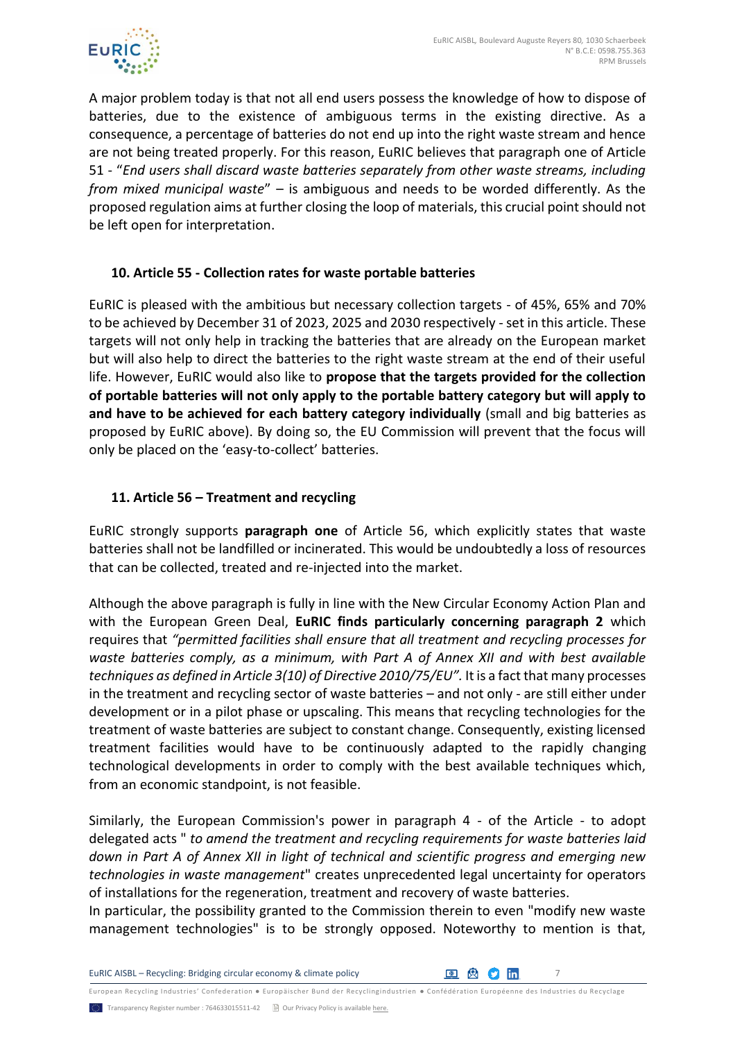A major problem today is that not all end users possess the knowledge of how to dispose of batteries, due to the existence of ambiguous terms in the existing directive. As a consequence, a percentage of batteries do not end up into the right waste stream and hence are not being treated properly. For this reason, EuRIC believes that paragraph one of Article 51 - "*End users shall discard waste batteries separately from other waste streams, including from mixed municipal waste*" – is ambiguous and needs to be worded differently. As the proposed regulation aims at further closing the loop of materials, this crucial point should not be left open for interpretation.

### 10. Article 55 - Collection rates for waste portable batteries

EuRIC is pleased with the ambitious but necessary collection targets - of 45%, 65% and 70% to be achieved by December 31 of 2023, 2025 and 2030 respectively - set in this article. These targets will not only help in tracking the batteries that are already on the European market but will also help to direct the batteries to the right waste stream at the end of their useful life. However, EuRIC would also like to **propose that the targets provided for the collection of portable batteries will not only apply to the portable battery category but will apply to and have to be achieved for each battery category individually** (small and big batteries as proposed by EuRIC above). By doing so, the EU Commission will prevent that the focus will only be placed on the 'easy-to-collect' batteries.

### 11. Article 56 – Treatment and recycling

EuRIC strongly supports **paragraph one** of Article 56, which explicitly states that waste batteries shall not be landfilled or incinerated. This would be undoubtedly a loss of resources that can be collected, treated and re-injected into the market.

Although the above paragraph is fully in line with the New Circular Economy Action Plan and with the European Green Deal, **EuRIC finds particularly concerning paragraph 2** which requires that *"permitted facilities shall ensure that all treatment and recycling processes for waste batteries comply, as a minimum, with Part A of Annex XII and with best available techniques as defined in Article 3(10) of Directive 2010/75/EU".* It is a fact that many processes in the treatment and recycling sector of waste batteries – and not only - are still either under development or in a pilot phase or upscaling. This means that recycling technologies for the treatment of waste batteries are subject to constant change. Consequently, existing licensed treatment facilities would have to be continuously adapted to the rapidly changing technological developments in order to comply with the best available techniques which, from an economic standpoint, is not feasible.

Similarly, the European Commission's power in paragraph 4 - of the Article - to adopt delegated acts " *to amend the treatment and recycling requirements for waste batteries laid down in Part A of Annex XII in light of technical and scientific progress and emerging new technologies in waste management*" creates unprecedented legal uncertainty for operators of installations for the regeneration, treatment and recovery of waste batteries.
In particular, the possibility granted to the Commission therein to even "modify new waste management technologies" is to be strongly opposed. Noteworthy to mention is that,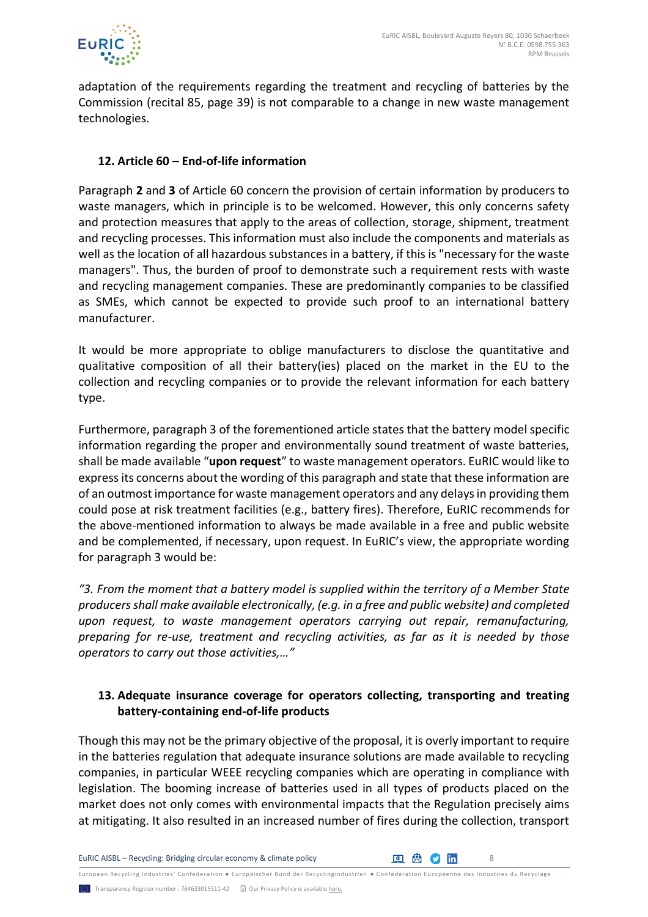adaptation of the requirements regarding the treatment and recycling of batteries by the Commission (recital 85, page 39) is not comparable to a change in new waste management technologies.

## 12. Article 60 – End-of-life information

Paragraph **2** and **3** of Article 60 concern the provision of certain information by producers to waste managers, which in principle is to be welcomed. However, this only concerns safety and protection measures that apply to the areas of collection, storage, shipment, treatment and recycling processes. This information must also include the components and materials as well as the location of all hazardous substances in a battery, if this is "necessary for the waste managers". Thus, the burden of proof to demonstrate such a requirement rests with waste and recycling management companies. These are predominantly companies to be classified as SMEs, which cannot be expected to provide such proof to an international battery manufacturer.

It would be more appropriate to oblige manufacturers to disclose the quantitative and qualitative composition of all their battery(ies) placed on the market in the EU to the collection and recycling companies or to provide the relevant information for each battery type.

Furthermore, paragraph 3 of the forementioned article states that the battery model specific information regarding the proper and environmentally sound treatment of waste batteries, shall be made available "**upon request**" to waste management operators. EuRIC would like to express its concerns about the wording of this paragraph and state that these information are of an outmost importance for waste management operators and any delays in providing them could pose at risk treatment facilities (e.g., battery fires). Therefore, EuRIC recommends for the above-mentioned information to always be made available in a free and public website and be complemented, if necessary, upon request. In EuRIC's view, the appropriate wording for paragraph 3 would be:

*"3. From the moment that a battery model is supplied within the territory of a Member State producers shall make available electronically, (e.g. in a free and public website) and completed upon request, to waste management operators carrying out repair, remanufacturing, preparing for re-use, treatment and recycling activities, as far as it is needed by those operators to carry out those activities,…"*

## 13. Adequate insurance coverage for operators collecting, transporting and treating battery-containing end-of-life products

Though this may not be the primary objective of the proposal, it is overly important to require in the batteries regulation that adequate insurance solutions are made available to recycling companies, in particular WEEE recycling companies which are operating in compliance with legislation. The booming increase of batteries used in all types of products placed on the market does not only comes with environmental impacts that the Regulation precisely aims at mitigating. It also resulted in an increased number of fires during the collection, transport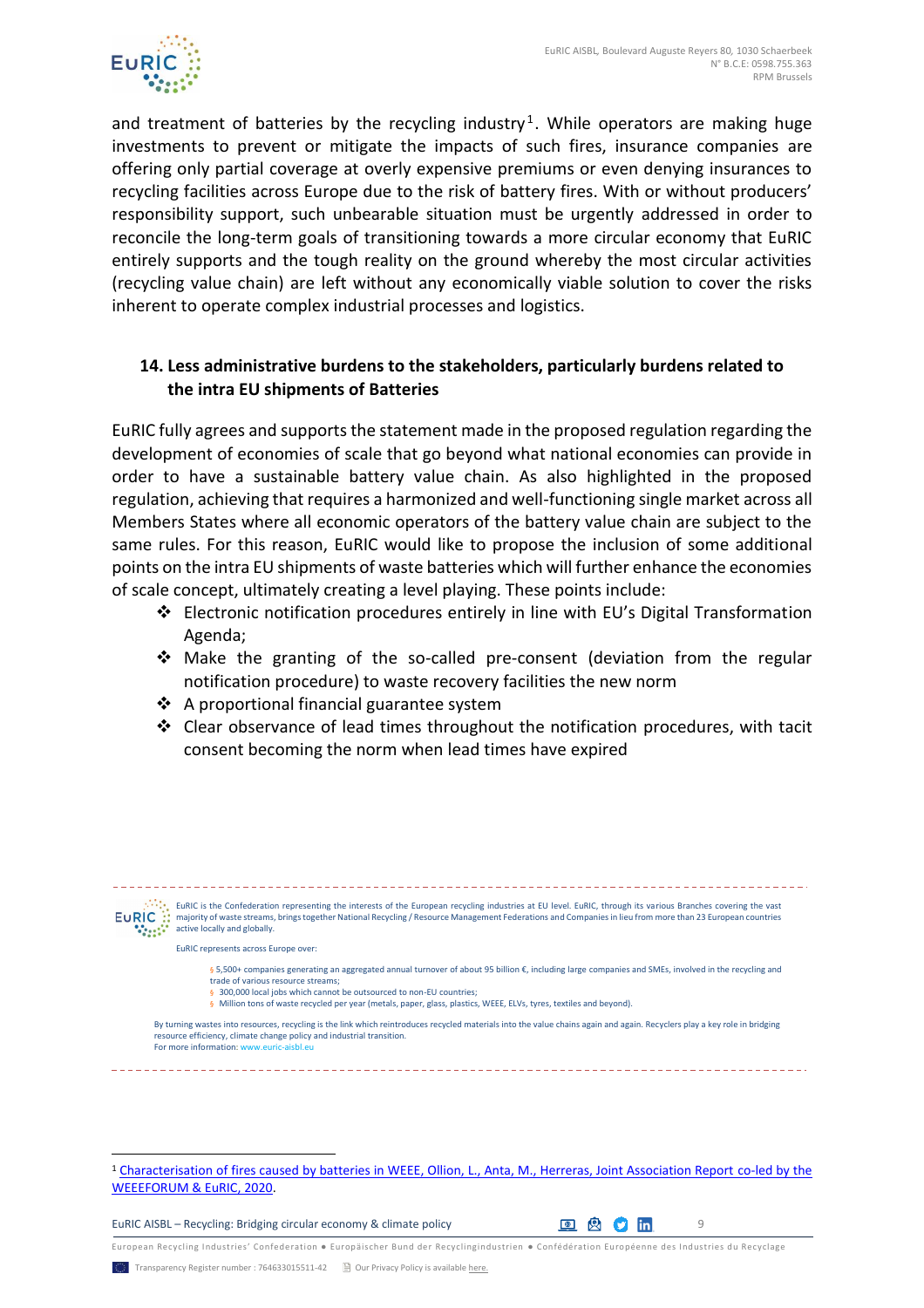and treatment of batteries by the recycling industry[1]. While operators are making huge investments to prevent or mitigate the impacts of such fires, insurance companies are offering only partial coverage at overly expensive premiums or even denying insurances to recycling facilities across Europe due to the risk of battery fires. With or without producers' responsibility support, such unbearable situation must be urgently addressed in order to reconcile the long-term goals of transitioning towards a more circular economy that EuRIC entirely supports and the tough reality on the ground whereby the most circular activities (recycling value chain) are left without any economically viable solution to cover the risks inherent to operate complex industrial processes and logistics.

**14. Less administrative burdens to the stakeholders, particularly burdens related to the intra EU shipments of Batteries**

EuRIC fully agrees and supports the statement made in the proposed regulation regarding the development of economies of scale that go beyond what national economies can provide in order to have a sustainable battery value chain. As also highlighted in the proposed regulation, achieving that requires a harmonized and well-functioning single market across all Members States where all economic operators of the battery value chain are subject to the same rules. For this reason, EuRIC would like to propose the inclusion of some additional points on the intra EU shipments of waste batteries which will further enhance the economies of scale concept, ultimately creating a level playing. These points include:

- Electronic notification procedures entirely in line with EU's Digital Transformation Agenda;
- Make the granting of the so-called pre-consent (deviation from the regular notification procedure) to waste recovery facilities the new norm
- A proportional financial guarantee system
- Clear observance of lead times throughout the notification procedures, with tacit consent becoming the norm when lead times have expired

---

EuRIC is the Confederation representing the interests of the European recycling industries at EU level. EuRIC, through its various Branches covering the vast majority of waste streams, brings together National Recycling / Resource Management Federations and Companies in lieu from more than 23 European countries active locally and globally.

EuRIC represents across Europe over:

- 5,500+ companies generating an aggregated annual turnover of about 95 billion €, including large companies and SMEs, involved in the recycling and trade of various resource streams;
- 300,000 local jobs which cannot be outsourced to non-EU countries;
- Million tons of waste recycled per year (metals, paper, glass, plastics, WEEE, ELVs, tyres, textiles and beyond).

By turning wastes into resources, recycling is the link which reintroduces recycled materials into the value chains again and again. Recyclers play a key role in bridging resource efficiency, climate change policy and industrial transition.
For more information: www.euric-aisbl.eu

---

[1] Characterisation of fires caused by batteries in WEEE, Ollion, L., Anta, M., Herreras, Joint Association Report co-led by the WEEEFORUM & EuRIC, 2020.